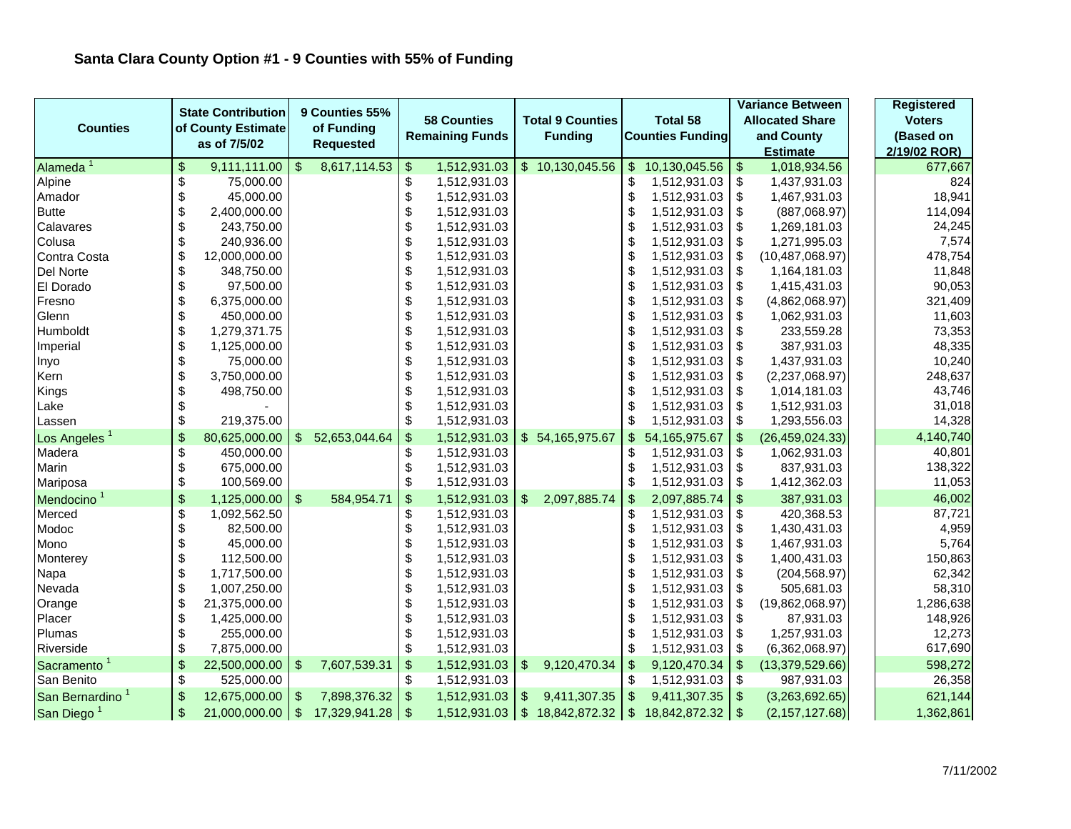# Santa Clara County Option #1 - 9 Counties with 55% of Funding

| Counties | State Contribution of County Estimate as of 7/5/02 | 9 Counties 55% of Funding Requested | 58 Counties Remaining Funds | Total 9 Counties Funding | Total 58 Counties Funding | Variance Between Allocated Share and County Estimate | Registered Voters (Based on 2/19/02 ROR) |
|---|---|---|---|---|---|---|---|
| Alameda [1] | $ 9,111,111.00 | $ 8,617,114.53 | $ 1,512,931.03 | $ 10,130,045.56 | $ 10,130,045.56 | $ 1,018,934.56 | 677,667 |
| Alpine | $ 75,000.00 | | $ 1,512,931.03 | | $ 1,512,931.03 | $ 1,437,931.03 | 824 |
| Amador | $ 45,000.00 | | $ 1,512,931.03 | | $ 1,512,931.03 | $ 1,467,931.03 | 18,941 |
| Butte | $ 2,400,000.00 | | $ 1,512,931.03 | | $ 1,512,931.03 | $ (887,068.97) | 114,094 |
| Calavares | $ 243,750.00 | | $ 1,512,931.03 | | $ 1,512,931.03 | $ 1,269,181.03 | 24,245 |
| Colusa | $ 240,936.00 | | $ 1,512,931.03 | | $ 1,512,931.03 | $ 1,271,995.03 | 7,574 |
| Contra Costa | $ 12,000,000.00 | | $ 1,512,931.03 | | $ 1,512,931.03 | $ (10,487,068.97) | 478,754 |
| Del Norte | $ 348,750.00 | | $ 1,512,931.03 | | $ 1,512,931.03 | $ 1,164,181.03 | 11,848 |
| El Dorado | $ 97,500.00 | | $ 1,512,931.03 | | $ 1,512,931.03 | $ 1,415,431.03 | 90,053 |
| Fresno | $ 6,375,000.00 | | $ 1,512,931.03 | | $ 1,512,931.03 | $ (4,862,068.97) | 321,409 |
| Glenn | $ 450,000.00 | | $ 1,512,931.03 | | $ 1,512,931.03 | $ 1,062,931.03 | 11,603 |
| Humboldt | $ 1,279,371.75 | | $ 1,512,931.03 | | $ 1,512,931.03 | $ 233,559.28 | 73,353 |
| Imperial | $ 1,125,000.00 | | $ 1,512,931.03 | | $ 1,512,931.03 | $ 387,931.03 | 48,335 |
| Inyo | $ 75,000.00 | | $ 1,512,931.03 | | $ 1,512,931.03 | $ 1,437,931.03 | 10,240 |
| Kern | $ 3,750,000.00 | | $ 1,512,931.03 | | $ 1,512,931.03 | $ (2,237,068.97) | 248,637 |
| Kings | $ 498,750.00 | | $ 1,512,931.03 | | $ 1,512,931.03 | $ 1,014,181.03 | 43,746 |
| Lake | $ - | | $ 1,512,931.03 | | $ 1,512,931.03 | $ 1,512,931.03 | 31,018 |
| Lassen | $ 219,375.00 | | $ 1,512,931.03 | | $ 1,512,931.03 | $ 1,293,556.03 | 14,328 |
| Los Angeles [1] | $ 80,625,000.00 | $ 52,653,044.64 | $ 1,512,931.03 | $ 54,165,975.67 | $ 54,165,975.67 | $ (26,459,024.33) | 4,140,740 |
| Madera | $ 450,000.00 | | $ 1,512,931.03 | | $ 1,512,931.03 | $ 1,062,931.03 | 40,801 |
| Marin | $ 675,000.00 | | $ 1,512,931.03 | | $ 1,512,931.03 | $ 837,931.03 | 138,322 |
| Mariposa | $ 100,569.00 | | $ 1,512,931.03 | | $ 1,512,931.03 | $ 1,412,362.03 | 11,053 |
| Mendocino [1] | $ 1,125,000.00 | $ 584,954.71 | $ 1,512,931.03 | $ 2,097,885.74 | $ 2,097,885.74 | $ 387,931.03 | 46,002 |
| Merced | $ 1,092,562.50 | | $ 1,512,931.03 | | $ 1,512,931.03 | $ 420,368.53 | 87,721 |
| Modoc | $ 82,500.00 | | $ 1,512,931.03 | | $ 1,512,931.03 | $ 1,430,431.03 | 4,959 |
| Mono | $ 45,000.00 | | $ 1,512,931.03 | | $ 1,512,931.03 | $ 1,467,931.03 | 5,764 |
| Monterey | $ 112,500.00 | | $ 1,512,931.03 | | $ 1,512,931.03 | $ 1,400,431.03 | 150,863 |
| Napa | $ 1,717,500.00 | | $ 1,512,931.03 | | $ 1,512,931.03 | $ (204,568.97) | 62,342 |
| Nevada | $ 1,007,250.00 | | $ 1,512,931.03 | | $ 1,512,931.03 | $ 505,681.03 | 58,310 |
| Orange | $ 21,375,000.00 | | $ 1,512,931.03 | | $ 1,512,931.03 | $ (19,862,068.97) | 1,286,638 |
| Placer | $ 1,425,000.00 | | $ 1,512,931.03 | | $ 1,512,931.03 | $ 87,931.03 | 148,926 |
| Plumas | $ 255,000.00 | | $ 1,512,931.03 | | $ 1,512,931.03 | $ 1,257,931.03 | 12,273 |
| Riverside | $ 7,875,000.00 | | $ 1,512,931.03 | | $ 1,512,931.03 | $ (6,362,068.97) | 617,690 |
| Sacramento [1] | $ 22,500,000.00 | $ 7,607,539.31 | $ 1,512,931.03 | $ 9,120,470.34 | $ 9,120,470.34 | $ (13,379,529.66) | 598,272 |
| San Benito | $ 525,000.00 | | $ 1,512,931.03 | | $ 1,512,931.03 | $ 987,931.03 | 26,358 |
| San Bernardino [1] | $ 12,675,000.00 | $ 7,898,376.32 | $ 1,512,931.03 | $ 9,411,307.35 | $ 9,411,307.35 | $ (3,263,692.65) | 621,144 |
| San Diego [1] | $ 21,000,000.00 | $ 17,329,941.28 | $ 1,512,931.03 | $ 18,842,872.32 | $ 18,842,872.32 | $ (2,157,127.68) | 1,362,861 |

7/11/2002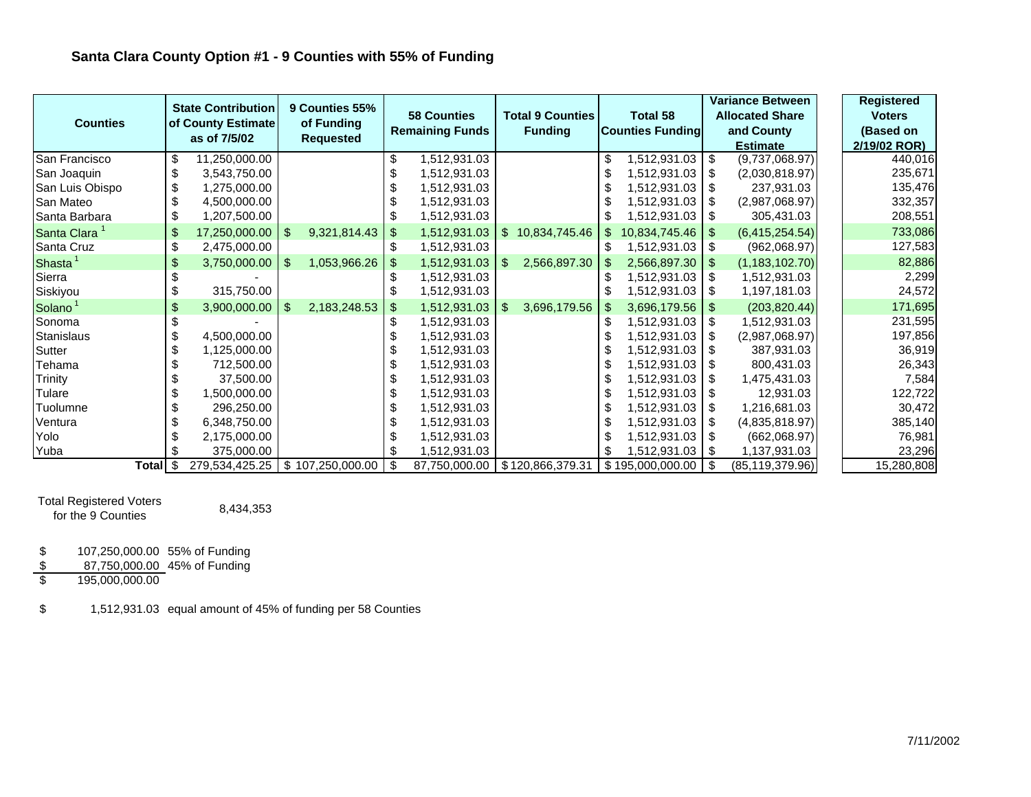## Santa Clara County Option #1 - 9 Counties with 55% of Funding

| Counties | State Contribution of County Estimate as of 7/5/02 | 9 Counties 55% of Funding Requested | 58 Counties Remaining Funds | Total 9 Counties Funding | Total 58 Counties Funding | Variance Between Allocated Share and County Estimate | Registered Voters (Based on 2/19/02 ROR) |
|---|---|---|---|---|---|---|---|
| San Francisco | $ 11,250,000.00 | | $ 1,512,931.03 | | $ 1,512,931.03 | $ (9,737,068.97) | 440,016 |
| San Joaquin | $ 3,543,750.00 | | $ 1,512,931.03 | | $ 1,512,931.03 | $ (2,030,818.97) | 235,671 |
| San Luis Obispo | $ 1,275,000.00 | | $ 1,512,931.03 | | $ 1,512,931.03 | $ 237,931.03 | 135,476 |
| San Mateo | $ 4,500,000.00 | | $ 1,512,931.03 | | $ 1,512,931.03 | $ (2,987,068.97) | 332,357 |
| Santa Barbara | $ 1,207,500.00 | | $ 1,512,931.03 | | $ 1,512,931.03 | $ 305,431.03 | 208,551 |
| Santa Clara [1] | $ 17,250,000.00 | $ 9,321,814.43 | $ 1,512,931.03 | $ 10,834,745.46 | $ 10,834,745.46 | $ (6,415,254.54) | 733,086 |
| Santa Cruz | $ 2,475,000.00 | | $ 1,512,931.03 | | $ 1,512,931.03 | $ (962,068.97) | 127,583 |
| Shasta [1] | $ 3,750,000.00 | $ 1,053,966.26 | $ 1,512,931.03 | $ 2,566,897.30 | $ 2,566,897.30 | $ (1,183,102.70) | 82,886 |
| Sierra | $ - | | $ 1,512,931.03 | | $ 1,512,931.03 | $ 1,512,931.03 | 2,299 |
| Siskiyou | $ 315,750.00 | | $ 1,512,931.03 | | $ 1,512,931.03 | $ 1,197,181.03 | 24,572 |
| Solano [1] | $ 3,900,000.00 | $ 2,183,248.53 | $ 1,512,931.03 | $ 3,696,179.56 | $ 3,696,179.56 | $ (203,820.44) | 171,695 |
| Sonoma | $ - | | $ 1,512,931.03 | | $ 1,512,931.03 | $ 1,512,931.03 | 231,595 |
| Stanislaus | $ 4,500,000.00 | | $ 1,512,931.03 | | $ 1,512,931.03 | $ (2,987,068.97) | 197,856 |
| Sutter | $ 1,125,000.00 | | $ 1,512,931.03 | | $ 1,512,931.03 | $ 387,931.03 | 36,919 |
| Tehama | $ 712,500.00 | | $ 1,512,931.03 | | $ 1,512,931.03 | $ 800,431.03 | 26,343 |
| Trinity | $ 37,500.00 | | $ 1,512,931.03 | | $ 1,512,931.03 | $ 1,475,431.03 | 7,584 |
| Tulare | $ 1,500,000.00 | | $ 1,512,931.03 | | $ 1,512,931.03 | $ 12,931.03 | 122,722 |
| Tuolumne | $ 296,250.00 | | $ 1,512,931.03 | | $ 1,512,931.03 | $ 1,216,681.03 | 30,472 |
| Ventura | $ 6,348,750.00 | | $ 1,512,931.03 | | $ 1,512,931.03 | $ (4,835,818.97) | 385,140 |
| Yolo | $ 2,175,000.00 | | $ 1,512,931.03 | | $ 1,512,931.03 | $ (662,068.97) | 76,981 |
| Yuba | $ 375,000.00 | | $ 1,512,931.03 | | $ 1,512,931.03 | $ 1,137,931.03 | 23,296 |
| **Total** | $ 279,534,425.25 | $ 107,250,000.00 | $ 87,750,000.00 | $ 120,866,379.31 | $ 195,000,000.00 | $ (85,119,379.96) | 15,280,808 |

Total Registered Voters for the 9 Counties: 8,434,353

| | | |
|---|---|---|
| $ | 107,250,000.00 | 55% of Funding |
| $ | 87,750,000.00 | 45% of Funding |
| $ | 195,000,000.00 | |

$ 1,512,931.03 equal amount of 45% of funding per 58 Counties

7/11/2002